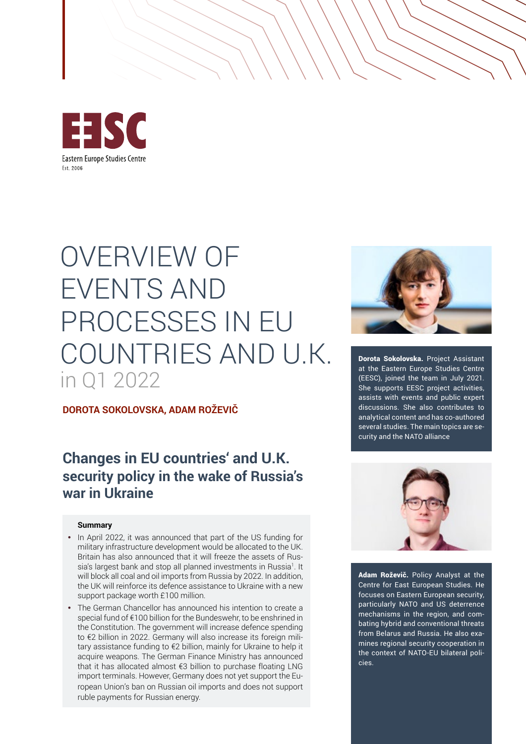EESC

Eastern Europe Studies Centre

Est. 2006

# OVERVIEW OF EVENTS AND PROCESSES IN EU COUNTRIES AND U.K. in Q1 2022

**DOROTA SOKOLOVSKA, ADAM ROŽEVIČ**

**Dorota Sokolovska.** Project Assistant at the Eastern Europe Studies Centre (EESC), joined the team in July 2021. She supports EESC project activities, assists with events and public expert discussions. She also contributes to analytical content and has co-authored several studies. The main topics are security and the NATO alliance

**Adam Roževič.** Policy Analyst at the Centre for East European Studies. He focuses on Eastern European security, particularly NATO and US deterrence mechanisms in the region, and combating hybrid and conventional threats from Belarus and Russia. He also examines regional security cooperation in the context of NATO-EU bilateral policies.

## Changes in EU countries' and U.K. security policy in the wake of Russia's war in Ukraine

**Summary**

- In April 2022, it was announced that part of the US funding for military infrastructure development would be allocated to the UK. Britain has also announced that it will freeze the assets of Russia's largest bank and stop all planned investments in Russia[1]. It will block all coal and oil imports from Russia by 2022. In addition, the UK will reinforce its defence assistance to Ukraine with a new support package worth £100 million.
- The German Chancellor has announced his intention to create a special fund of €100 billion for the Bundeswehr, to be enshrined in the Constitution. The government will increase defence spending to €2 billion in 2022. Germany will also increase its foreign military assistance funding to €2 billion, mainly for Ukraine to help it acquire weapons. The German Finance Ministry has announced that it has allocated almost €3 billion to purchase floating LNG import terminals. However, Germany does not yet support the European Union's ban on Russian oil imports and does not support ruble payments for Russian energy.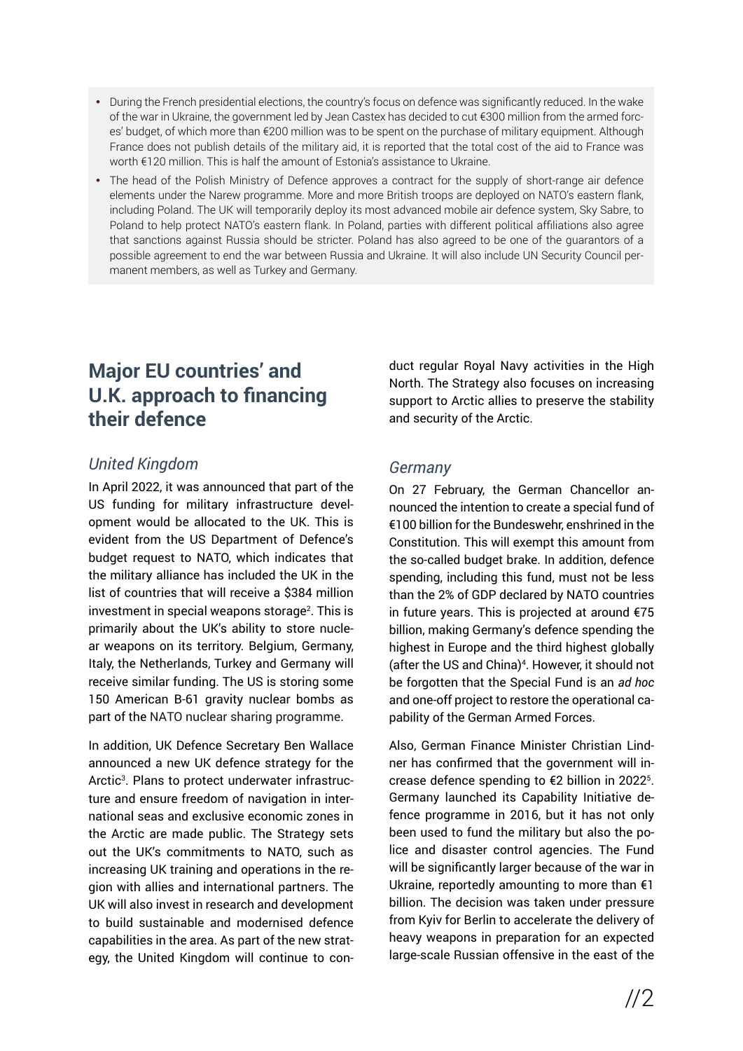- During the French presidential elections, the country's focus on defence was significantly reduced. In the wake of the war in Ukraine, the government led by Jean Castex has decided to cut €300 million from the armed forces' budget, of which more than €200 million was to be spent on the purchase of military equipment. Although France does not publish details of the military aid, it is reported that the total cost of the aid to France was worth €120 million. This is half the amount of Estonia's assistance to Ukraine.
- The head of the Polish Ministry of Defence approves a contract for the supply of short-range air defence elements under the Narew programme. More and more British troops are deployed on NATO's eastern flank, including Poland. The UK will temporarily deploy its most advanced mobile air defence system, Sky Sabre, to Poland to help protect NATO's eastern flank. In Poland, parties with different political affiliations also agree that sanctions against Russia should be stricter. Poland has also agreed to be one of the guarantors of a possible agreement to end the war between Russia and Ukraine. It will also include UN Security Council permanent members, as well as Turkey and Germany.

## Major EU countries' and U.K. approach to financing their defence

### *United Kingdom*

In April 2022, it was announced that part of the US funding for military infrastructure development would be allocated to the UK. This is evident from the US Department of Defence's budget request to NATO, which indicates that the military alliance has included the UK in the list of countries that will receive a $384 million investment in special weapons storage[2]. This is primarily about the UK's ability to store nuclear weapons on its territory. Belgium, Germany, Italy, the Netherlands, Turkey and Germany will receive similar funding. The US is storing some 150 American B-61 gravity nuclear bombs as part of the NATO nuclear sharing programme.

In addition, UK Defence Secretary Ben Wallace announced a new UK defence strategy for the Arctic[3]. Plans to protect underwater infrastructure and ensure freedom of navigation in international seas and exclusive economic zones in the Arctic are made public. The Strategy sets out the UK's commitments to NATO, such as increasing UK training and operations in the region with allies and international partners. The UK will also invest in research and development to build sustainable and modernised defence capabilities in the area. As part of the new strategy, the United Kingdom will continue to conduct regular Royal Navy activities in the High North. The Strategy also focuses on increasing support to Arctic allies to preserve the stability and security of the Arctic.

### *Germany*

On 27 February, the German Chancellor announced the intention to create a special fund of €100 billion for the Bundeswehr, enshrined in the Constitution. This will exempt this amount from the so-called budget brake. In addition, defence spending, including this fund, must not be less than the 2% of GDP declared by NATO countries in future years. This is projected at around €75 billion, making Germany's defence spending the highest in Europe and the third highest globally (after the US and China)[4]. However, it should not be forgotten that the Special Fund is an *ad hoc* and one-off project to restore the operational capability of the German Armed Forces.

Also, German Finance Minister Christian Lindner has confirmed that the government will increase defence spending to €2 billion in 2022[5]. Germany launched its Capability Initiative defence programme in 2016, but it has not only been used to fund the military but also the police and disaster control agencies. The Fund will be significantly larger because of the war in Ukraine, reportedly amounting to more than €1 billion. The decision was taken under pressure from Kyiv for Berlin to accelerate the delivery of heavy weapons in preparation for an expected large-scale Russian offensive in the east of the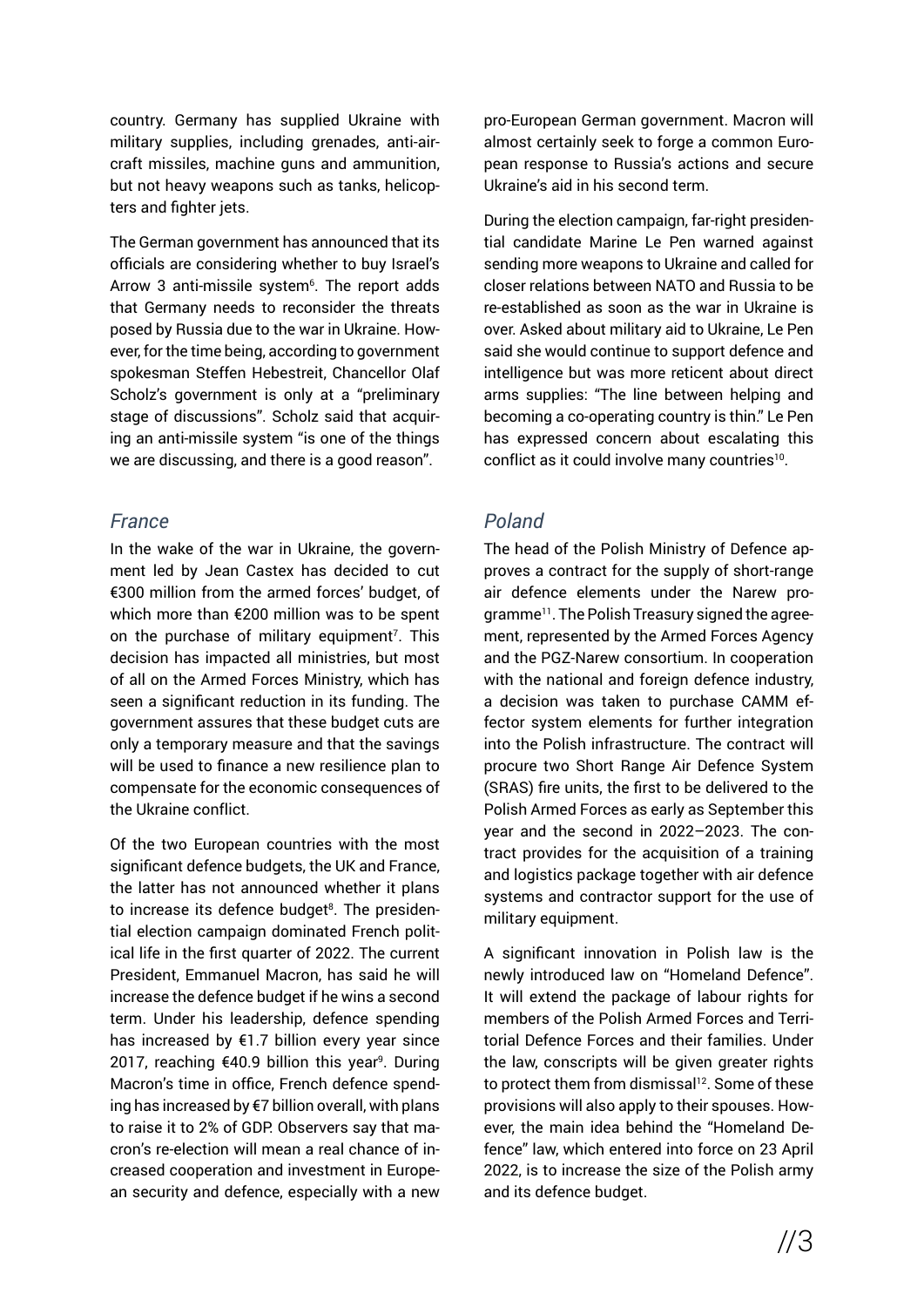country. Germany has supplied Ukraine with military supplies, including grenades, anti-aircraft missiles, machine guns and ammunition, but not heavy weapons such as tanks, helicopters and fighter jets.

The German government has announced that its officials are considering whether to buy Israel's Arrow 3 anti-missile system[6]. The report adds that Germany needs to reconsider the threats posed by Russia due to the war in Ukraine. However, for the time being, according to government spokesman Steffen Hebestreit, Chancellor Olaf Scholz's government is only at a "preliminary stage of discussions". Scholz said that acquiring an anti-missile system "is one of the things we are discussing, and there is a good reason".

## *France*

In the wake of the war in Ukraine, the government led by Jean Castex has decided to cut €300 million from the armed forces' budget, of which more than €200 million was to be spent on the purchase of military equipment[7]. This decision has impacted all ministries, but most of all on the Armed Forces Ministry, which has seen a significant reduction in its funding. The government assures that these budget cuts are only a temporary measure and that the savings will be used to finance a new resilience plan to compensate for the economic consequences of the Ukraine conflict.

Of the two European countries with the most significant defence budgets, the UK and France, the latter has not announced whether it plans to increase its defence budget[8]. The presidential election campaign dominated French political life in the first quarter of 2022. The current President, Emmanuel Macron, has said he will increase the defence budget if he wins a second term. Under his leadership, defence spending has increased by €1.7 billion every year since 2017, reaching €40.9 billion this year[9]. During Macron's time in office, French defence spending has increased by €7 billion overall, with plans to raise it to 2% of GDP. Observers say that macron's re-election will mean a real chance of increased cooperation and investment in European security and defence, especially with a new pro-European German government. Macron will almost certainly seek to forge a common European response to Russia's actions and secure Ukraine's aid in his second term.

During the election campaign, far-right presidential candidate Marine Le Pen warned against sending more weapons to Ukraine and called for closer relations between NATO and Russia to be re-established as soon as the war in Ukraine is over. Asked about military aid to Ukraine, Le Pen said she would continue to support defence and intelligence but was more reticent about direct arms supplies: "The line between helping and becoming a co-operating country is thin." Le Pen has expressed concern about escalating this conflict as it could involve many countries[10].

## *Poland*

The head of the Polish Ministry of Defence approves a contract for the supply of short-range air defence elements under the Narew programme[11]. The Polish Treasury signed the agreement, represented by the Armed Forces Agency and the PGZ-Narew consortium. In cooperation with the national and foreign defence industry, a decision was taken to purchase CAMM effector system elements for further integration into the Polish infrastructure. The contract will procure two Short Range Air Defence System (SRAS) fire units, the first to be delivered to the Polish Armed Forces as early as September this year and the second in 2022–2023. The contract provides for the acquisition of a training and logistics package together with air defence systems and contractor support for the use of military equipment.

A significant innovation in Polish law is the newly introduced law on "Homeland Defence". It will extend the package of labour rights for members of the Polish Armed Forces and Territorial Defence Forces and their families. Under the law, conscripts will be given greater rights to protect them from dismissal[12]. Some of these provisions will also apply to their spouses. However, the main idea behind the "Homeland Defence" law, which entered into force on 23 April 2022, is to increase the size of the Polish army and its defence budget.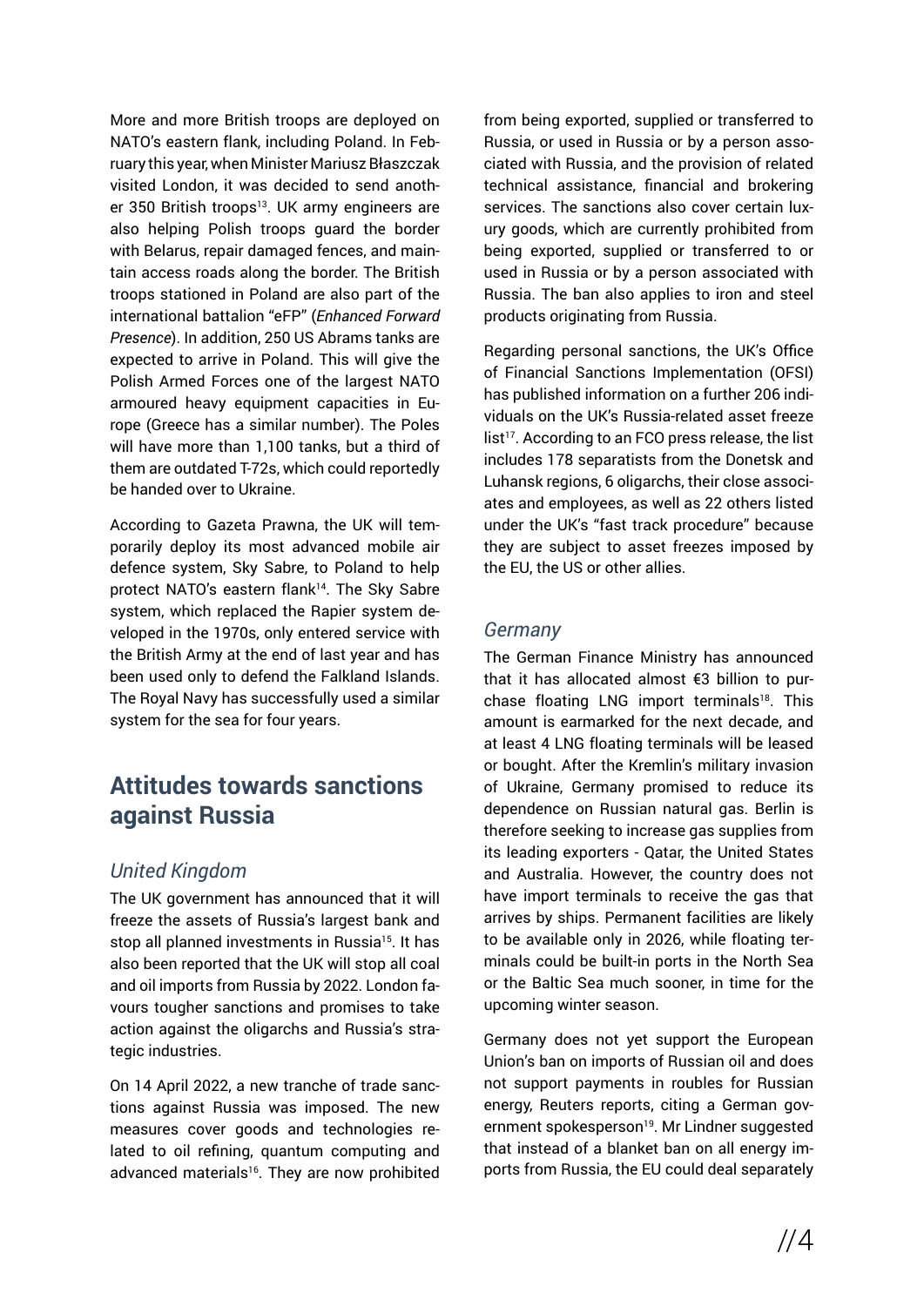More and more British troops are deployed on NATO's eastern flank, including Poland. In February this year, when Minister Mariusz Błaszczak visited London, it was decided to send another 350 British troops[13]. UK army engineers are also helping Polish troops guard the border with Belarus, repair damaged fences, and maintain access roads along the border. The British troops stationed in Poland are also part of the international battalion "eFP" (*Enhanced Forward Presence*). In addition, 250 US Abrams tanks are expected to arrive in Poland. This will give the Polish Armed Forces one of the largest NATO armoured heavy equipment capacities in Europe (Greece has a similar number). The Poles will have more than 1,100 tanks, but a third of them are outdated T-72s, which could reportedly be handed over to Ukraine.

According to Gazeta Prawna, the UK will temporarily deploy its most advanced mobile air defence system, Sky Sabre, to Poland to help protect NATO's eastern flank[14]. The Sky Sabre system, which replaced the Rapier system developed in the 1970s, only entered service with the British Army at the end of last year and has been used only to defend the Falkland Islands. The Royal Navy has successfully used a similar system for the sea for four years.

## Attitudes towards sanctions against Russia

### *United Kingdom*

The UK government has announced that it will freeze the assets of Russia's largest bank and stop all planned investments in Russia[15]. It has also been reported that the UK will stop all coal and oil imports from Russia by 2022. London favours tougher sanctions and promises to take action against the oligarchs and Russia's strategic industries.

On 14 April 2022, a new tranche of trade sanctions against Russia was imposed. The new measures cover goods and technologies related to oil refining, quantum computing and advanced materials[16]. They are now prohibited from being exported, supplied or transferred to Russia, or used in Russia or by a person associated with Russia, and the provision of related technical assistance, financial and brokering services. The sanctions also cover certain luxury goods, which are currently prohibited from being exported, supplied or transferred to or used in Russia or by a person associated with Russia. The ban also applies to iron and steel products originating from Russia.

Regarding personal sanctions, the UK's Office of Financial Sanctions Implementation (OFSI) has published information on a further 206 individuals on the UK's Russia-related asset freeze list[17]. According to an FCO press release, the list includes 178 separatists from the Donetsk and Luhansk regions, 6 oligarchs, their close associates and employees, as well as 22 others listed under the UK's "fast track procedure" because they are subject to asset freezes imposed by the EU, the US or other allies.

### *Germany*

The German Finance Ministry has announced that it has allocated almost €3 billion to purchase floating LNG import terminals[18]. This amount is earmarked for the next decade, and at least 4 LNG floating terminals will be leased or bought. After the Kremlin's military invasion of Ukraine, Germany promised to reduce its dependence on Russian natural gas. Berlin is therefore seeking to increase gas supplies from its leading exporters - Qatar, the United States and Australia. However, the country does not have import terminals to receive the gas that arrives by ships. Permanent facilities are likely to be available only in 2026, while floating terminals could be built-in ports in the North Sea or the Baltic Sea much sooner, in time for the upcoming winter season.

Germany does not yet support the European Union's ban on imports of Russian oil and does not support payments in roubles for Russian energy, Reuters reports, citing a German government spokesperson[19]. Mr Lindner suggested that instead of a blanket ban on all energy imports from Russia, the EU could deal separately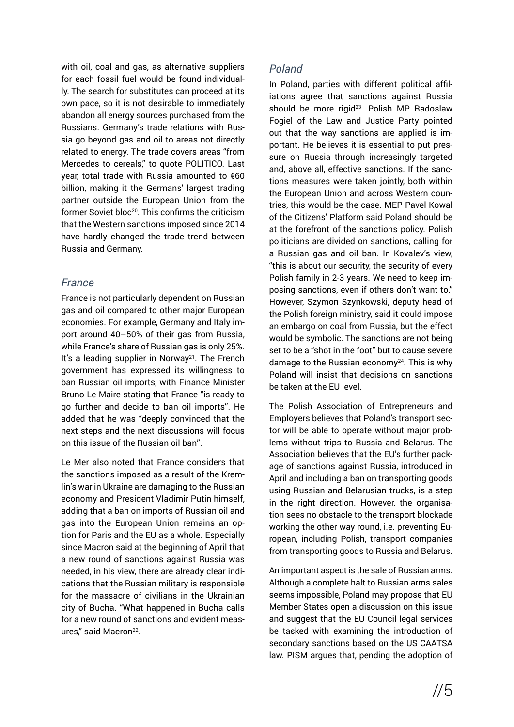with oil, coal and gas, as alternative suppliers for each fossil fuel would be found individually. The search for substitutes can proceed at its own pace, so it is not desirable to immediately abandon all energy sources purchased from the Russians. Germany's trade relations with Russia go beyond gas and oil to areas not directly related to energy. The trade covers areas "from Mercedes to cereals," to quote POLITICO. Last year, total trade with Russia amounted to €60 billion, making it the Germans' largest trading partner outside the European Union from the former Soviet bloc[20]. This confirms the criticism that the Western sanctions imposed since 2014 have hardly changed the trade trend between Russia and Germany.

### *France*

France is not particularly dependent on Russian gas and oil compared to other major European economies. For example, Germany and Italy import around 40–50% of their gas from Russia, while France's share of Russian gas is only 25%. It's a leading supplier in Norway[21]. The French government has expressed its willingness to ban Russian oil imports, with Finance Minister Bruno Le Maire stating that France "is ready to go further and decide to ban oil imports". He added that he was "deeply convinced that the next steps and the next discussions will focus on this issue of the Russian oil ban".

Le Mer also noted that France considers that the sanctions imposed as a result of the Kremlin's war in Ukraine are damaging to the Russian economy and President Vladimir Putin himself, adding that a ban on imports of Russian oil and gas into the European Union remains an option for Paris and the EU as a whole. Especially since Macron said at the beginning of April that a new round of sanctions against Russia was needed, in his view, there are already clear indications that the Russian military is responsible for the massacre of civilians in the Ukrainian city of Bucha. "What happened in Bucha calls for a new round of sanctions and evident measures," said Macron[22].

### *Poland*

In Poland, parties with different political affiliations agree that sanctions against Russia should be more rigid[23]. Polish MP Radoslaw Fogiel of the Law and Justice Party pointed out that the way sanctions are applied is important. He believes it is essential to put pressure on Russia through increasingly targeted and, above all, effective sanctions. If the sanctions measures were taken jointly, both within the European Union and across Western countries, this would be the case. MEP Pavel Kowal of the Citizens' Platform said Poland should be at the forefront of the sanctions policy. Polish politicians are divided on sanctions, calling for a Russian gas and oil ban. In Kovalev's view, "this is about our security, the security of every Polish family in 2-3 years. We need to keep imposing sanctions, even if others don't want to." However, Szymon Szynkowski, deputy head of the Polish foreign ministry, said it could impose an embargo on coal from Russia, but the effect would be symbolic. The sanctions are not being set to be a "shot in the foot" but to cause severe damage to the Russian economy[24]. This is why Poland will insist that decisions on sanctions be taken at the EU level.

The Polish Association of Entrepreneurs and Employers believes that Poland's transport sector will be able to operate without major problems without trips to Russia and Belarus. The Association believes that the EU's further package of sanctions against Russia, introduced in April and including a ban on transporting goods using Russian and Belarusian trucks, is a step in the right direction. However, the organisation sees no obstacle to the transport blockade working the other way round, i.e. preventing European, including Polish, transport companies from transporting goods to Russia and Belarus.

An important aspect is the sale of Russian arms. Although a complete halt to Russian arms sales seems impossible, Poland may propose that EU Member States open a discussion on this issue and suggest that the EU Council legal services be tasked with examining the introduction of secondary sanctions based on the US CAATSA law. PISM argues that, pending the adoption of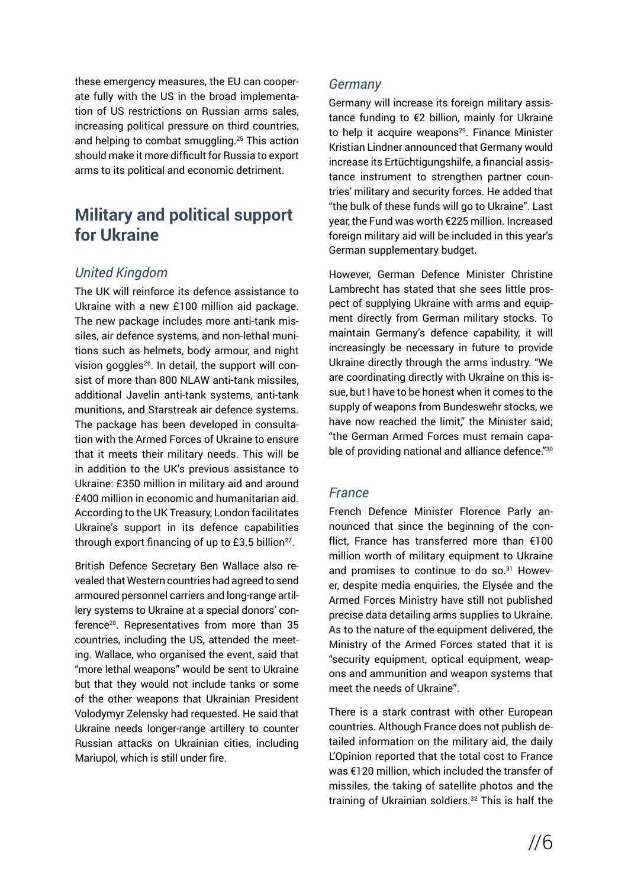these emergency measures, the EU can cooperate fully with the US in the broad implementation of US restrictions on Russian arms sales, increasing political pressure on third countries, and helping to combat smuggling.[25] This action should make it more difficult for Russia to export arms to its political and economic detriment.

## Military and political support for Ukraine

### *United Kingdom*

The UK will reinforce its defence assistance to Ukraine with a new £100 million aid package. The new package includes more anti-tank missiles, air defence systems, and non-lethal munitions such as helmets, body armour, and night vision goggles[26]. In detail, the support will consist of more than 800 NLAW anti-tank missiles, additional Javelin anti-tank systems, anti-tank munitions, and Starstreak air defence systems. The package has been developed in consultation with the Armed Forces of Ukraine to ensure that it meets their military needs. This will be in addition to the UK's previous assistance to Ukraine: £350 million in military aid and around £400 million in economic and humanitarian aid. According to the UK Treasury, London facilitates Ukraine's support in its defence capabilities through export financing of up to £3.5 billion[27].

British Defence Secretary Ben Wallace also revealed that Western countries had agreed to send armoured personnel carriers and long-range artillery systems to Ukraine at a special donors' conference[28]. Representatives from more than 35 countries, including the US, attended the meeting. Wallace, who organised the event, said that "more lethal weapons" would be sent to Ukraine but that they would not include tanks or some of the other weapons that Ukrainian President Volodymyr Zelensky had requested. He said that Ukraine needs longer-range artillery to counter Russian attacks on Ukrainian cities, including Mariupol, which is still under fire.

### *Germany*

Germany will increase its foreign military assistance funding to €2 billion, mainly for Ukraine to help it acquire weapons[29]. Finance Minister Kristian Lindner announced that Germany would increase its Ertüchtigungshilfe, a financial assistance instrument to strengthen partner countries' military and security forces. He added that "the bulk of these funds will go to Ukraine". Last year, the Fund was worth €225 million. Increased foreign military aid will be included in this year's German supplementary budget.

However, German Defence Minister Christine Lambrecht has stated that she sees little prospect of supplying Ukraine with arms and equipment directly from German military stocks. To maintain Germany's defence capability, it will increasingly be necessary in future to provide Ukraine directly through the arms industry. "We are coordinating directly with Ukraine on this issue, but I have to be honest when it comes to the supply of weapons from Bundeswehr stocks, we have now reached the limit," the Minister said; "the German Armed Forces must remain capable of providing national and alliance defence."[30]

### *France*

French Defence Minister Florence Parly announced that since the beginning of the conflict, France has transferred more than €100 million worth of military equipment to Ukraine and promises to continue to do so.[31] However, despite media enquiries, the Elysée and the Armed Forces Ministry have still not published precise data detailing arms supplies to Ukraine. As to the nature of the equipment delivered, the Ministry of the Armed Forces stated that it is "security equipment, optical equipment, weapons and ammunition and weapon systems that meet the needs of Ukraine".

There is a stark contrast with other European countries. Although France does not publish detailed information on the military aid, the daily L'Opinion reported that the total cost to France was €120 million, which included the transfer of missiles, the taking of satellite photos and the training of Ukrainian soldiers.[32] This is half the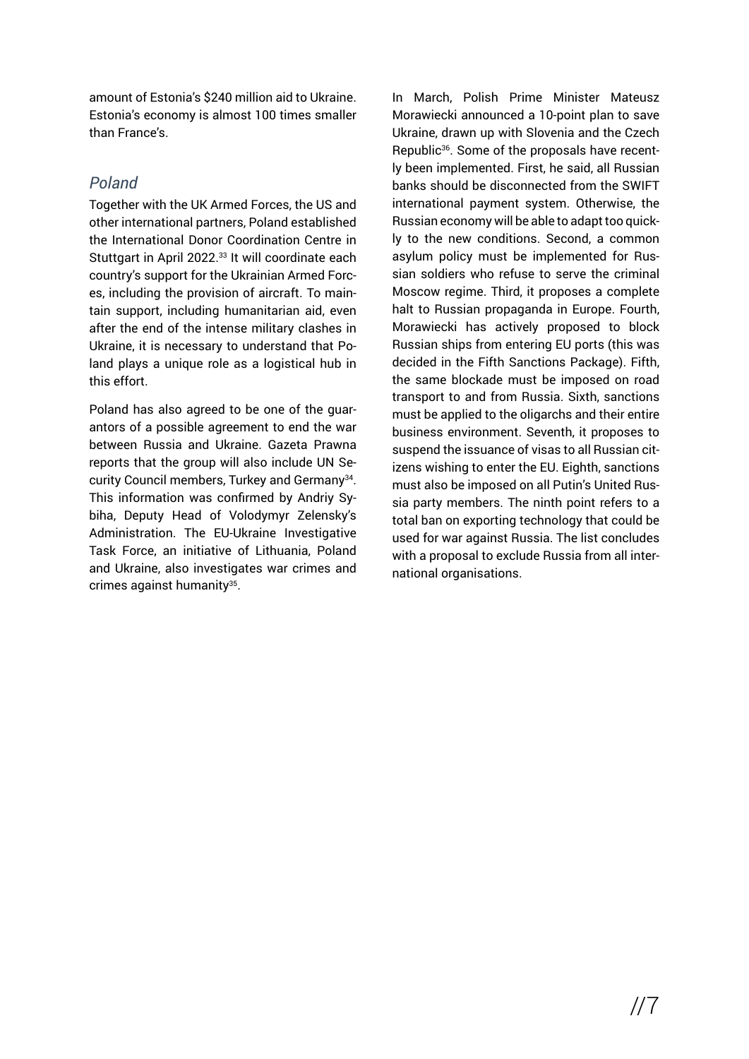amount of Estonia's $240 million aid to Ukraine. Estonia's economy is almost 100 times smaller than France's.

### *Poland*

Together with the UK Armed Forces, the US and other international partners, Poland established the International Donor Coordination Centre in Stuttgart in April 2022.[33] It will coordinate each country's support for the Ukrainian Armed Forces, including the provision of aircraft. To maintain support, including humanitarian aid, even after the end of the intense military clashes in Ukraine, it is necessary to understand that Poland plays a unique role as a logistical hub in this effort.

Poland has also agreed to be one of the guarantors of a possible agreement to end the war between Russia and Ukraine. Gazeta Prawna reports that the group will also include UN Security Council members, Turkey and Germany[34]. This information was confirmed by Andriy Sybiha, Deputy Head of Volodymyr Zelensky's Administration. The EU-Ukraine Investigative Task Force, an initiative of Lithuania, Poland and Ukraine, also investigates war crimes and crimes against humanity[35].

In March, Polish Prime Minister Mateusz Morawiecki announced a 10-point plan to save Ukraine, drawn up with Slovenia and the Czech Republic[36]. Some of the proposals have recently been implemented. First, he said, all Russian banks should be disconnected from the SWIFT international payment system. Otherwise, the Russian economy will be able to adapt too quickly to the new conditions. Second, a common asylum policy must be implemented for Russian soldiers who refuse to serve the criminal Moscow regime. Third, it proposes a complete halt to Russian propaganda in Europe. Fourth, Morawiecki has actively proposed to block Russian ships from entering EU ports (this was decided in the Fifth Sanctions Package). Fifth, the same blockade must be imposed on road transport to and from Russia. Sixth, sanctions must be applied to the oligarchs and their entire business environment. Seventh, it proposes to suspend the issuance of visas to all Russian citizens wishing to enter the EU. Eighth, sanctions must also be imposed on all Putin's United Russia party members. The ninth point refers to a total ban on exporting technology that could be used for war against Russia. The list concludes with a proposal to exclude Russia from all international organisations.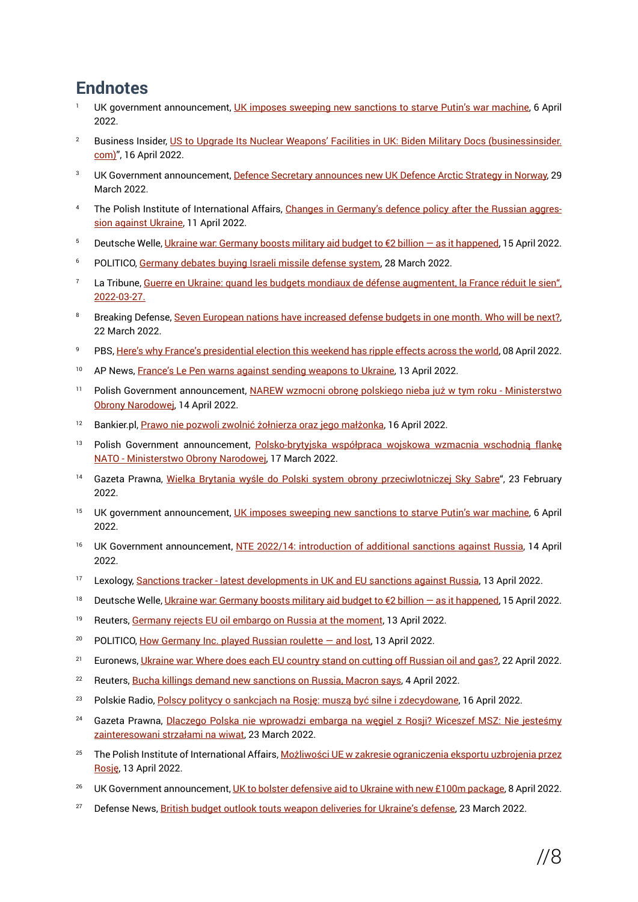## Endnotes

1. UK government announcement, UK imposes sweeping new sanctions to starve Putin's war machine, 6 April 2022.
2. Business Insider, US to Upgrade Its Nuclear Weapons' Facilities in UK: Biden Military Docs (businessinsider.com)", 16 April 2022.
3. UK Government announcement, Defence Secretary announces new UK Defence Arctic Strategy in Norway, 29 March 2022.
4. The Polish Institute of International Affairs, Changes in Germany's defence policy after the Russian aggression against Ukraine, 11 April 2022.
5. Deutsche Welle, Ukraine war: Germany boosts military aid budget to €2 billion — as it happened, 15 April 2022.
6. POLITICO, Germany debates buying Israeli missile defense system, 28 March 2022.
7. La Tribune, Guerre en Ukraine: quand les budgets mondiaux de défense augmentent, la France réduit le sien", 2022-03-27.
8. Breaking Defense, Seven European nations have increased defense budgets in one month. Who will be next?, 22 March 2022.
9. PBS, Here's why France's presidential election this weekend has ripple effects across the world, 08 April 2022.
10. AP News, France's Le Pen warns against sending weapons to Ukraine, 13 April 2022.
11. Polish Government announcement, NAREW wzmocni obronę polskiego nieba już w tym roku - Ministerstwo Obrony Narodowej, 14 April 2022.
12. Bankier.pl, Prawo nie pozwoli zwolnić żołnierza oraz jego małżonka, 16 April 2022.
13. Polish Government announcement, Polsko-brytyjska współpraca wojskowa wzmacnia wschodnią flankę NATO - Ministerstwo Obrony Narodowej, 17 March 2022.
14. Gazeta Prawna, Wielka Brytania wyśle do Polski system obrony przeciwlotniczej Sky Sabre", 23 February 2022.
15. UK government announcement, UK imposes sweeping new sanctions to starve Putin's war machine, 6 April 2022.
16. UK Government announcement, NTE 2022/14: introduction of additional sanctions against Russia, 14 April 2022.
17. Lexology, Sanctions tracker - latest developments in UK and EU sanctions against Russia, 13 April 2022.
18. Deutsche Welle, Ukraine war: Germany boosts military aid budget to €2 billion — as it happened, 15 April 2022.
19. Reuters, Germany rejects EU oil embargo on Russia at the moment, 13 April 2022.
20. POLITICO, How Germany Inc. played Russian roulette — and lost, 13 April 2022.
21. Euronews, Ukraine war: Where does each EU country stand on cutting off Russian oil and gas?, 22 April 2022.
22. Reuters, Bucha killings demand new sanctions on Russia, Macron says, 4 April 2022.
23. Polskie Radio, Polscy politycy o sankcjach na Rosję: muszą być silne i zdecydowane, 16 April 2022.
24. Gazeta Prawna, Dlaczego Polska nie wprowadzi embarga na węgiel z Rosji? Wiceszef MSZ: Nie jesteśmy zainteresowani strzałami na wiwat, 23 March 2022.
25. The Polish Institute of International Affairs, Możliwości UE w zakresie ograniczenia eksportu uzbrojenia przez Rosję, 13 April 2022.
26. UK Government announcement, UK to bolster defensive aid to Ukraine with new £100m package, 8 April 2022.
27. Defense News, British budget outlook touts weapon deliveries for Ukraine's defense, 23 March 2022.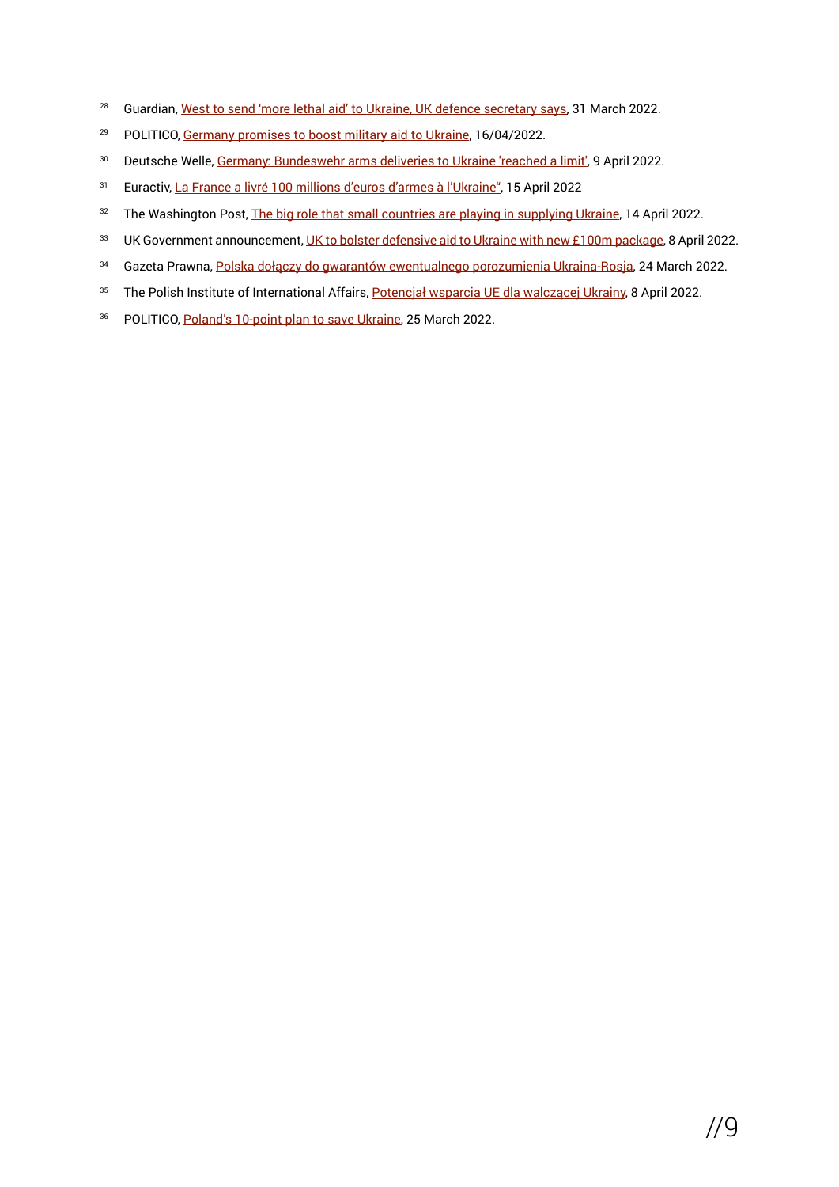[28] Guardian, West to send 'more lethal aid' to Ukraine, UK defence secretary says, 31 March 2022.

[29] POLITICO, Germany promises to boost military aid to Ukraine, 16/04/2022.

[30] Deutsche Welle, Germany: Bundeswehr arms deliveries to Ukraine 'reached a limit', 9 April 2022.

[31] Euractiv, La France a livré 100 millions d'euros d'armes à l'Ukraine", 15 April 2022

[32] The Washington Post, The big role that small countries are playing in supplying Ukraine, 14 April 2022.

[33] UK Government announcement, UK to bolster defensive aid to Ukraine with new £100m package, 8 April 2022.

[34] Gazeta Prawna, Polska dołączy do gwarantów ewentualnego porozumienia Ukraina-Rosja, 24 March 2022.

[35] The Polish Institute of International Affairs, Potencjał wsparcia UE dla walczącej Ukrainy, 8 April 2022.

[36] POLITICO, Poland's 10-point plan to save Ukraine, 25 March 2022.